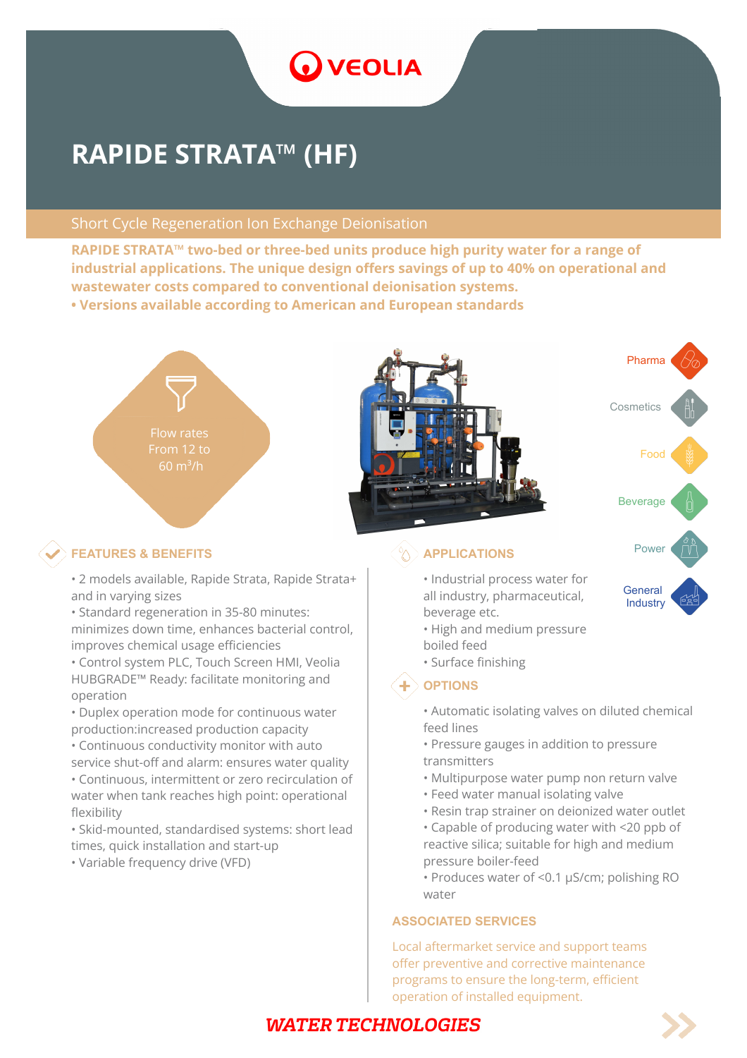VEOLIA

# RAPIDE STRATA™ (HF)

Short Cycle Regeneration Ion Exchange Deionisation

**RAPIDE STRATA™ two-bed or three-bed units produce high purity water for a range of industrial applications. The unique design offers savings of up to 40% on operational and wastewater costs compared to conventional deionisation systems.**
**• Versions available according to American and European standards**

Flow rates From 12 to 60 $m^3$/h

Pharma
Cosmetics
Food
Beverage
Power
General Industry

## FEATURES & BENEFITS

- 2 models available, Rapide Strata, Rapide Strata+ and in varying sizes
- Standard regeneration in 35-80 minutes: minimizes down time, enhances bacterial control, improves chemical usage efficiencies
- Control system PLC, Touch Screen HMI, Veolia HUBGRADE™ Ready: facilitate monitoring and operation
- Duplex operation mode for continuous water production:increased production capacity
- Continuous conductivity monitor with auto service shut-off and alarm: ensures water quality
- Continuous, intermittent or zero recirculation of water when tank reaches high point: operational flexibility
- Skid-mounted, standardised systems: short lead times, quick installation and start-up
- Variable frequency drive (VFD)

## APPLICATIONS

- Industrial process water for all industry, pharmaceutical, beverage etc.
- High and medium pressure boiled feed
- Surface finishing

## OPTIONS

- Automatic isolating valves on diluted chemical feed lines
- Pressure gauges in addition to pressure transmitters
- Multipurpose water pump non return valve
- Feed water manual isolating valve
- Resin trap strainer on deionized water outlet
- Capable of producing water with <20 ppb of reactive silica; suitable for high and medium pressure boiler-feed
- Produces water of <0.1 μS/cm; polishing RO water

## ASSOCIATED SERVICES

Local aftermarket service and support teams offer preventive and corrective maintenance programs to ensure the long-term, efficient operation of installed equipment.

**WATER TECHNOLOGIES**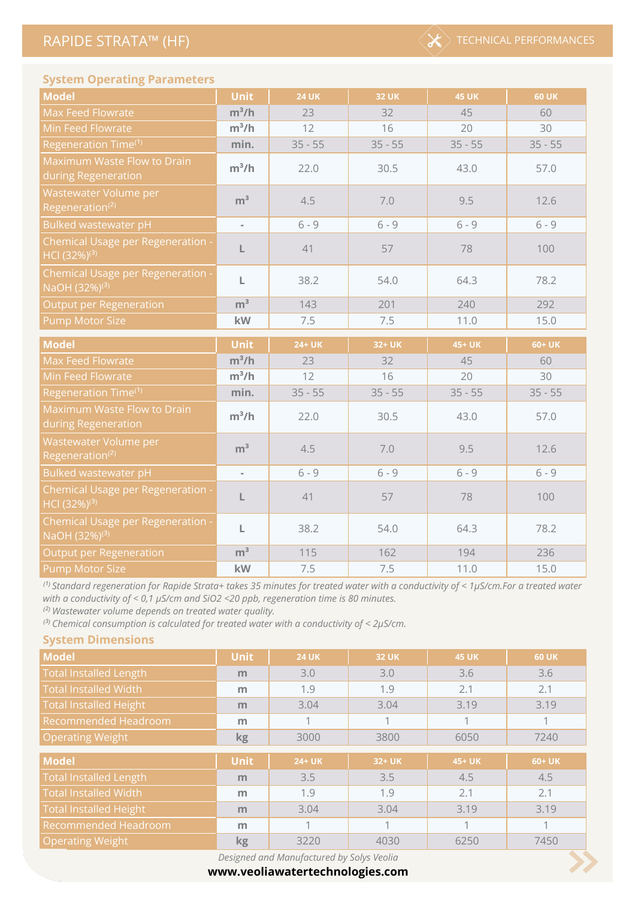## System Operating Parameters

| Model | Unit | 24 UK | 32 UK | 45 UK | 60 UK |
|---|---|---|---|---|---|
| Max Feed Flowrate | $m^3/h$ | 23 | 32 | 45 | 60 |
| Min Feed Flowrate | $m^3/h$ | 12 | 16 | 20 | 30 |
| Regeneration Time[(1)] | min. | 35 - 55 | 35 - 55 | 35 - 55 | 35 - 55 |
| Maximum Waste Flow to Drain during Regeneration | $m^3/h$ | 22.0 | 30.5 | 43.0 | 57.0 |
| Wastewater Volume per Regeneration[(2)] | $m^3$ | 4.5 | 7.0 | 9.5 | 12.6 |
| Bulked wastewater pH | - | 6 - 9 | 6 - 9 | 6 - 9 | 6 - 9 |
| Chemical Usage per Regeneration - HCl (32%)[(3)] | L | 41 | 57 | 78 | 100 |
| Chemical Usage per Regeneration - NaOH (32%)[(3)] | L | 38.2 | 54.0 | 64.3 | 78.2 |
| Output per Regeneration | $m^3$ | 143 | 201 | 240 | 292 |
| Pump Motor Size | kW | 7.5 | 7.5 | 11.0 | 15.0 |

| Model | Unit | 24+ UK | 32+ UK | 45+ UK | 60+ UK |
|---|---|---|---|---|---|
| Max Feed Flowrate | $m^3/h$ | 23 | 32 | 45 | 60 |
| Min Feed Flowrate | $m^3/h$ | 12 | 16 | 20 | 30 |
| Regeneration Time[(1)] | min. | 35 - 55 | 35 - 55 | 35 - 55 | 35 - 55 |
| Maximum Waste Flow to Drain during Regeneration | $m^3/h$ | 22.0 | 30.5 | 43.0 | 57.0 |
| Wastewater Volume per Regeneration[(2)] | $m^3$ | 4.5 | 7.0 | 9.5 | 12.6 |
| Bulked wastewater pH | - | 6 - 9 | 6 - 9 | 6 - 9 | 6 - 9 |
| Chemical Usage per Regeneration - HCl (32%)[(3)] | L | 41 | 57 | 78 | 100 |
| Chemical Usage per Regeneration - NaOH (32%)[(3)] | L | 38.2 | 54.0 | 64.3 | 78.2 |
| Output per Regeneration | $m^3$ | 115 | 162 | 194 | 236 |
| Pump Motor Size | kW | 7.5 | 7.5 | 11.0 | 15.0 |

*[(1)] Standard regeneration for Rapide Strata+ takes 35 minutes for treated water with a conductivity of < 1µS/cm.For a treated water with a conductivity of < 0,1 µS/cm and SiO2 <20 ppb, regeneration time is 80 minutes.*
*[(2)] Wastewater volume depends on treated water quality.*
*[(3)] Chemical consumption is calculated for treated water with a conductivity of < 2µS/cm.*

## System Dimensions

| Model | Unit | 24 UK | 32 UK | 45 UK | 60 UK |
|---|---|---|---|---|---|
| Total Installed Length | m | 3.0 | 3.0 | 3.6 | 3.6 |
| Total Installed Width | m | 1.9 | 1.9 | 2.1 | 2.1 |
| Total Installed Height | m | 3.04 | 3.04 | 3.19 | 3.19 |
| Recommended Headroom | m | 1 | 1 | 1 | 1 |
| Operating Weight | kg | 3000 | 3800 | 6050 | 7240 |

| Model | Unit | 24+ UK | 32+ UK | 45+ UK | 60+ UK |
|---|---|---|---|---|---|
| Total Installed Length | m | 3.5 | 3.5 | 4.5 | 4.5 |
| Total Installed Width | m | 1.9 | 1.9 | 2.1 | 2.1 |
| Total Installed Height | m | 3.04 | 3.04 | 3.19 | 3.19 |
| Recommended Headroom | m | 1 | 1 | 1 | 1 |
| Operating Weight | kg | 3220 | 4030 | 6250 | 7450 |

*Designed and Manufactured by Solys Veolia*

**www.veoliawatertechnologies.com**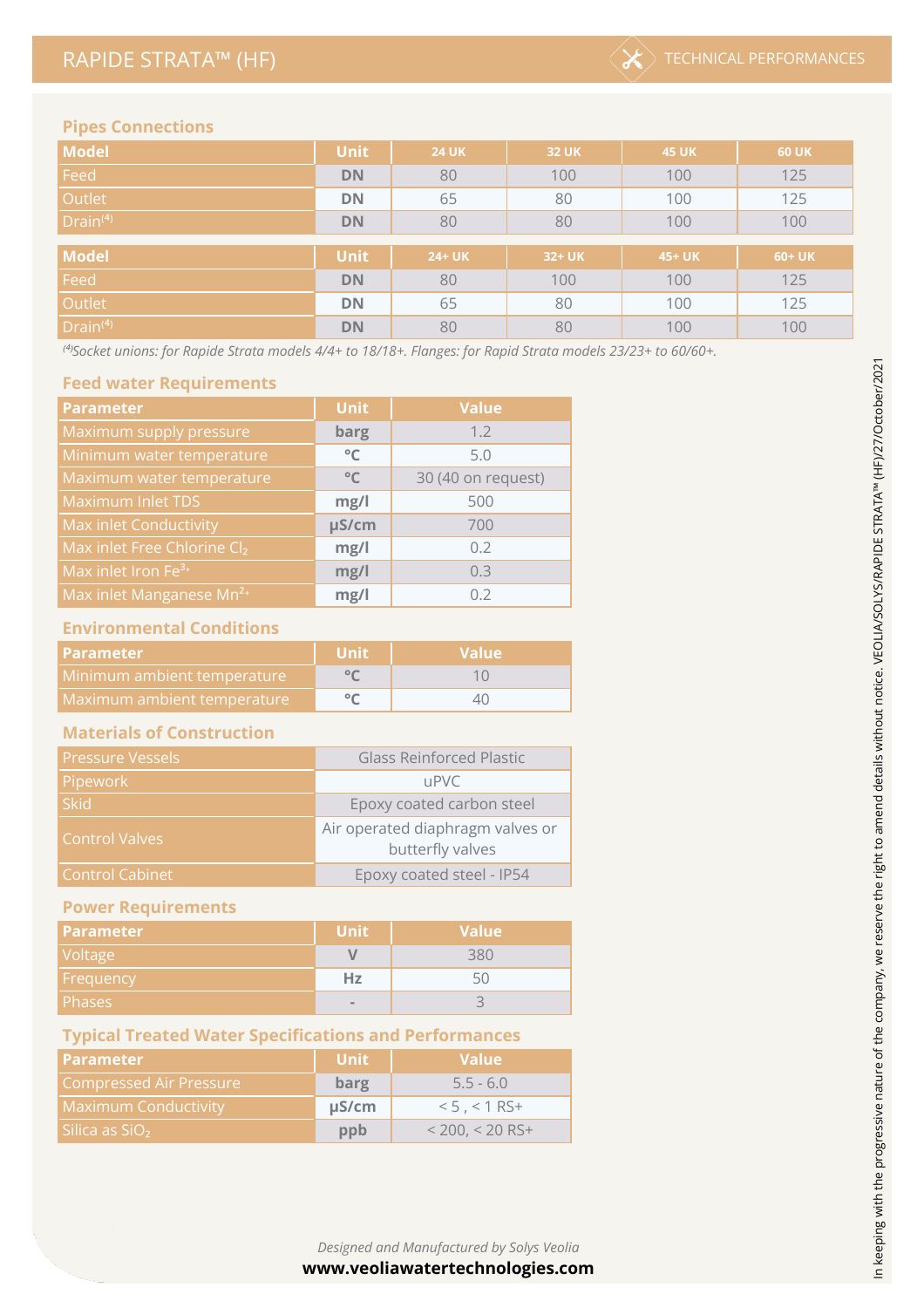## Pipes Connections

| Model | Unit | 24 UK | 32 UK | 45 UK | 60 UK |
|---|---|---|---|---|---|
| Feed | DN | 80 | 100 | 100 | 125 |
| Outlet | DN | 65 | 80 | 100 | 125 |
| Drain[4] | DN | 80 | 80 | 100 | 100 |

| Model | Unit | 24+ UK | 32+ UK | 45+ UK | 60+ UK |
|---|---|---|---|---|---|
| Feed | DN | 80 | 100 | 100 | 125 |
| Outlet | DN | 65 | 80 | 100 | 125 |
| Drain[4] | DN | 80 | 80 | 100 | 100 |

*[4]Socket unions: for Rapide Strata models 4/4+ to 18/18+. Flanges: for Rapid Strata models 23/23+ to 60/60+.*

## Feed water Requirements

| Parameter | Unit | Value |
|---|---|---|
| Maximum supply pressure | barg | 1.2 |
| Minimum water temperature | °C | 5.0 |
| Maximum water temperature | °C | 30 (40 on request) |
| Maximum Inlet TDS | mg/l | 500 |
| Max inlet Conductivity | µS/cm | 700 |
| Max inlet Free Chlorine $Cl_2$ | mg/l | 0.2 |
| Max inlet Iron $Fe^{3+}$ | mg/l | 0.3 |
| Max inlet Manganese $Mn^{2+}$ | mg/l | 0.2 |

## Environmental Conditions

| Parameter | Unit | Value |
|---|---|---|
| Minimum ambient temperature | °C | 10 |
| Maximum ambient temperature | °C | 40 |

## Materials of Construction

| | |
|---|---|
| Pressure Vessels | Glass Reinforced Plastic |
| Pipework | uPVC |
| Skid | Epoxy coated carbon steel |
| Control Valves | Air operated diaphragm valves or butterfly valves |
| Control Cabinet | Epoxy coated steel - IP54 |

## Power Requirements

| Parameter | Unit | Value |
|---|---|---|
| Voltage | V | 380 |
| Frequency | Hz | 50 |
| Phases | - | 3 |

## Typical Treated Water Specifications and Performances

| Parameter | Unit | Value |
|---|---|---|
| Compressed Air Pressure | barg | 5.5 - 6.0 |
| Maximum Conductivity | µS/cm | < 5 , < 1 RS+ |
| Silica as $SiO_2$ | ppb | < 200, < 20 RS+ |

*Designed and Manufactured by Solys Veolia*

**www.veoliawatertechnologies.com**

In keeping with the progressive nature of the company, we reserve the right to amend details without notice. VEOLIA/SOLYS/RAPIDE STRATA™ (HF)/27/October/2021